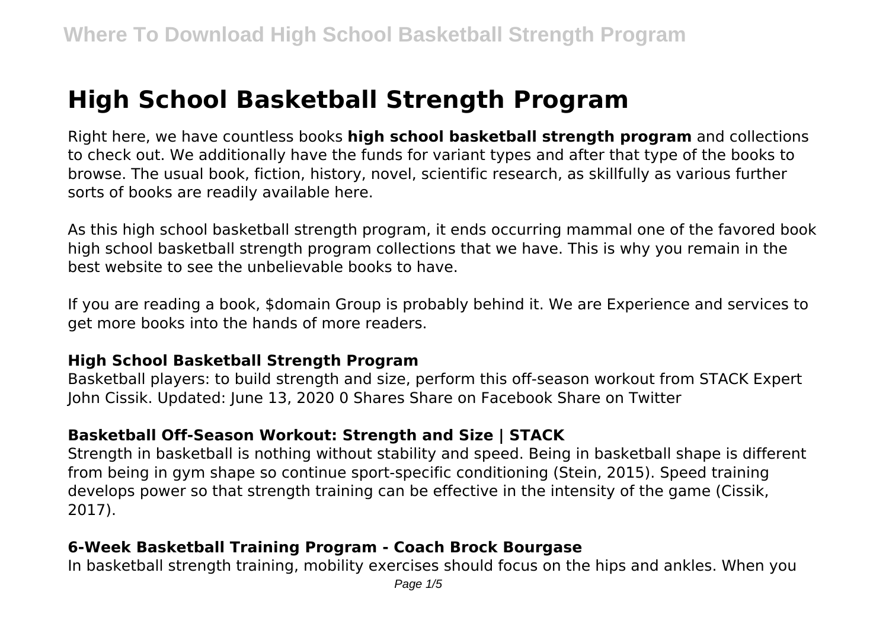# High School Basketball Strength Program

Right here, we have countless books **high school basketball strength program** and collections to check out. We additionally have the funds for variant types and after that type of the books to browse. The usual book, fiction, history, novel, scientific research, as skillfully as various further sorts of books are readily available here.

As this high school basketball strength program, it ends occurring mammal one of the favored book high school basketball strength program collections that we have. This is why you remain in the best website to see the unbelievable books to have.

If you are reading a book, $domain Group is probably behind it. We are Experience and services to get more books into the hands of more readers.

### High School Basketball Strength Program

Basketball players: to build strength and size, perform this off-season workout from STACK Expert John Cissik. Updated: June 13, 2020 0 Shares Share on Facebook Share on Twitter

### Basketball Off-Season Workout: Strength and Size | STACK

Strength in basketball is nothing without stability and speed. Being in basketball shape is different from being in gym shape so continue sport-specific conditioning (Stein, 2015). Speed training develops power so that strength training can be effective in the intensity of the game (Cissik, 2017).

### 6-Week Basketball Training Program - Coach Brock Bourgase

In basketball strength training, mobility exercises should focus on the hips and ankles. When you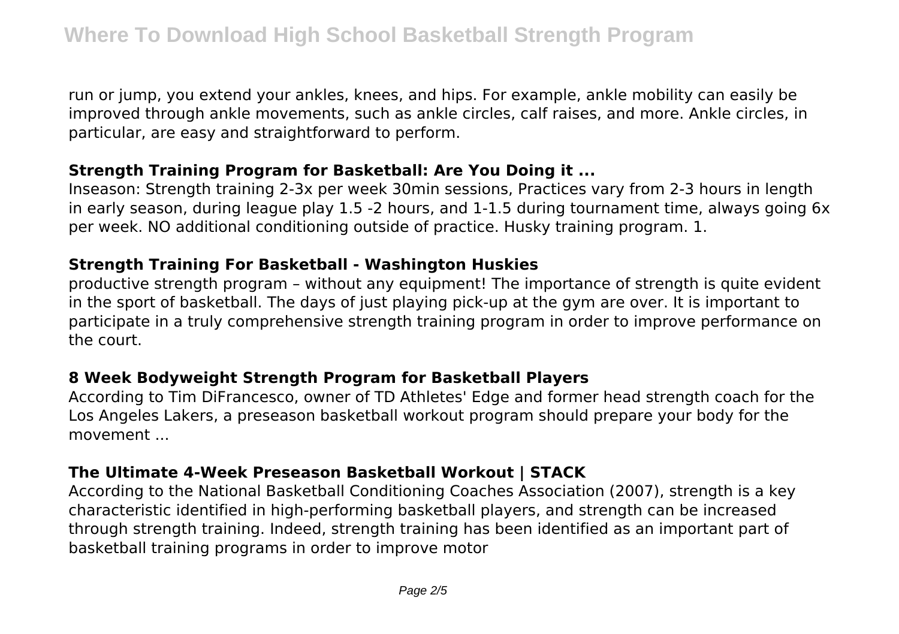run or jump, you extend your ankles, knees, and hips. For example, ankle mobility can easily be improved through ankle movements, such as ankle circles, calf raises, and more. Ankle circles, in particular, are easy and straightforward to perform.

### Strength Training Program for Basketball: Are You Doing it ...

Inseason: Strength training 2-3x per week 30min sessions, Practices vary from 2-3 hours in length in early season, during league play 1.5 -2 hours, and 1-1.5 during tournament time, always going 6x per week. NO additional conditioning outside of practice. Husky training program. 1.

### Strength Training For Basketball - Washington Huskies

productive strength program – without any equipment! The importance of strength is quite evident in the sport of basketball. The days of just playing pick-up at the gym are over. It is important to participate in a truly comprehensive strength training program in order to improve performance on the court.

### 8 Week Bodyweight Strength Program for Basketball Players

According to Tim DiFrancesco, owner of TD Athletes' Edge and former head strength coach for the Los Angeles Lakers, a preseason basketball workout program should prepare your body for the movement ...

### The Ultimate 4-Week Preseason Basketball Workout | STACK

According to the National Basketball Conditioning Coaches Association (2007), strength is a key characteristic identified in high-performing basketball players, and strength can be increased through strength training. Indeed, strength training has been identified as an important part of basketball training programs in order to improve motor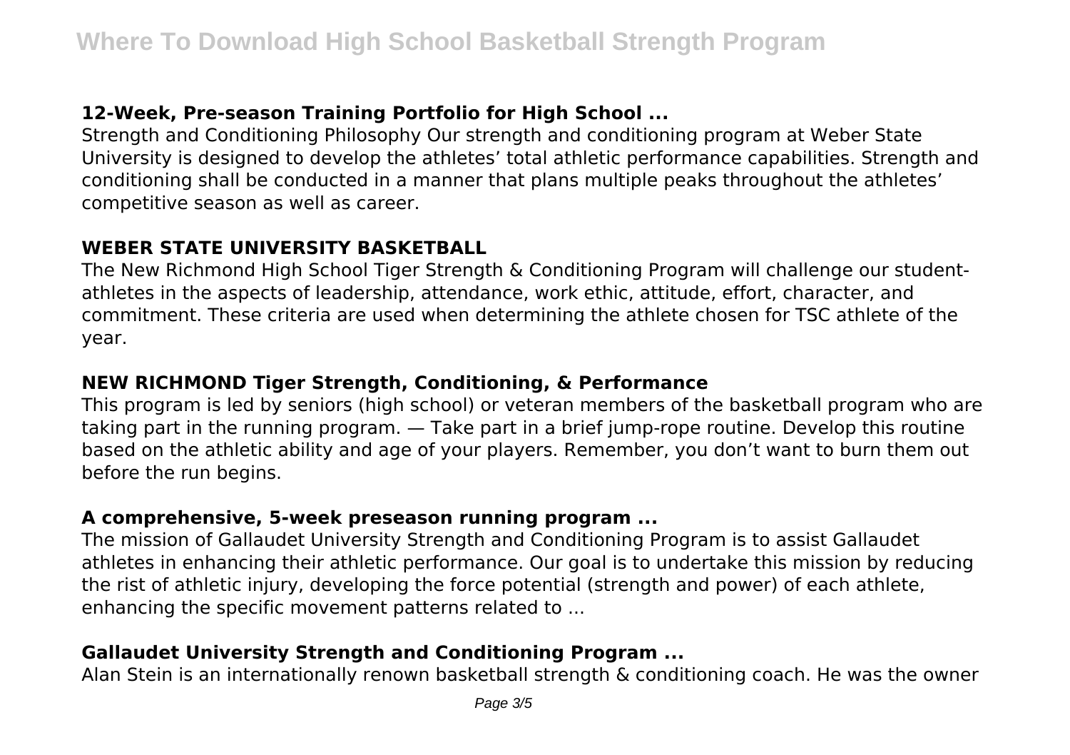### 12-Week, Pre-season Training Portfolio for High School ...

Strength and Conditioning Philosophy Our strength and conditioning program at Weber State University is designed to develop the athletes' total athletic performance capabilities. Strength and conditioning shall be conducted in a manner that plans multiple peaks throughout the athletes' competitive season as well as career.

### WEBER STATE UNIVERSITY BASKETBALL

The New Richmond High School Tiger Strength & Conditioning Program will challenge our student-athletes in the aspects of leadership, attendance, work ethic, attitude, effort, character, and commitment. These criteria are used when determining the athlete chosen for TSC athlete of the year.

### NEW RICHMOND Tiger Strength, Conditioning, & Performance

This program is led by seniors (high school) or veteran members of the basketball program who are taking part in the running program. — Take part in a brief jump-rope routine. Develop this routine based on the athletic ability and age of your players. Remember, you don't want to burn them out before the run begins.

### A comprehensive, 5-week preseason running program ...

The mission of Gallaudet University Strength and Conditioning Program is to assist Gallaudet athletes in enhancing their athletic performance. Our goal is to undertake this mission by reducing the rist of athletic injury, developing the force potential (strength and power) of each athlete, enhancing the specific movement patterns related to ...

### Gallaudet University Strength and Conditioning Program ...

Alan Stein is an internationally renown basketball strength & conditioning coach. He was the owner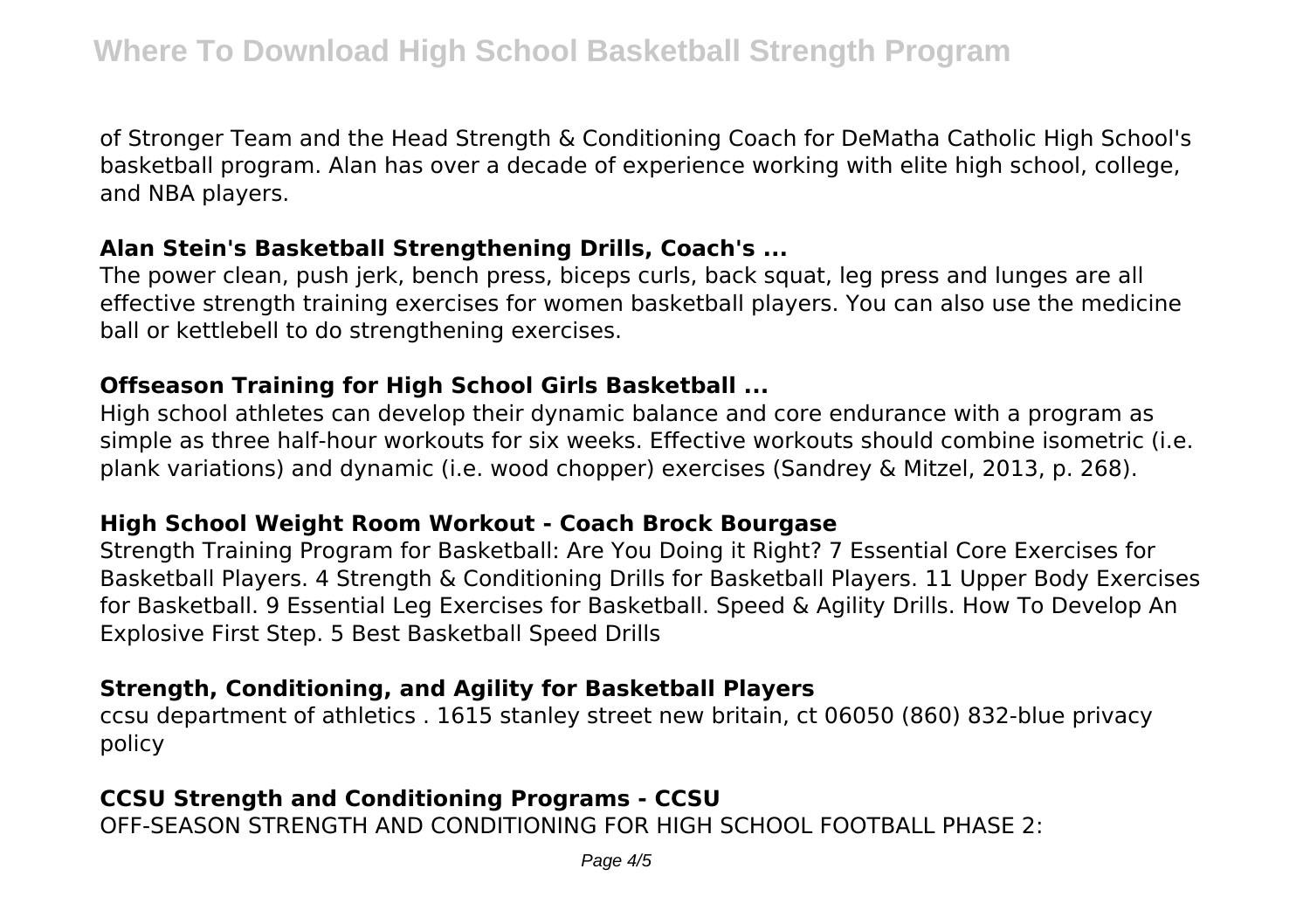of Stronger Team and the Head Strength & Conditioning Coach for DeMatha Catholic High School's basketball program. Alan has over a decade of experience working with elite high school, college, and NBA players.

### Alan Stein's Basketball Strengthening Drills, Coach's ...

The power clean, push jerk, bench press, biceps curls, back squat, leg press and lunges are all effective strength training exercises for women basketball players. You can also use the medicine ball or kettlebell to do strengthening exercises.

### Offseason Training for High School Girls Basketball ...

High school athletes can develop their dynamic balance and core endurance with a program as simple as three half-hour workouts for six weeks. Effective workouts should combine isometric (i.e. plank variations) and dynamic (i.e. wood chopper) exercises (Sandrey & Mitzel, 2013, p. 268).

### High School Weight Room Workout - Coach Brock Bourgase

Strength Training Program for Basketball: Are You Doing it Right? 7 Essential Core Exercises for Basketball Players. 4 Strength & Conditioning Drills for Basketball Players. 11 Upper Body Exercises for Basketball. 9 Essential Leg Exercises for Basketball. Speed & Agility Drills. How To Develop An Explosive First Step. 5 Best Basketball Speed Drills

### Strength, Conditioning, and Agility for Basketball Players

ccsu department of athletics . 1615 stanley street new britain, ct 06050 (860) 832-blue privacy policy

### CCSU Strength and Conditioning Programs - CCSU

OFF-SEASON STRENGTH AND CONDITIONING FOR HIGH SCHOOL FOOTBALL PHASE 2: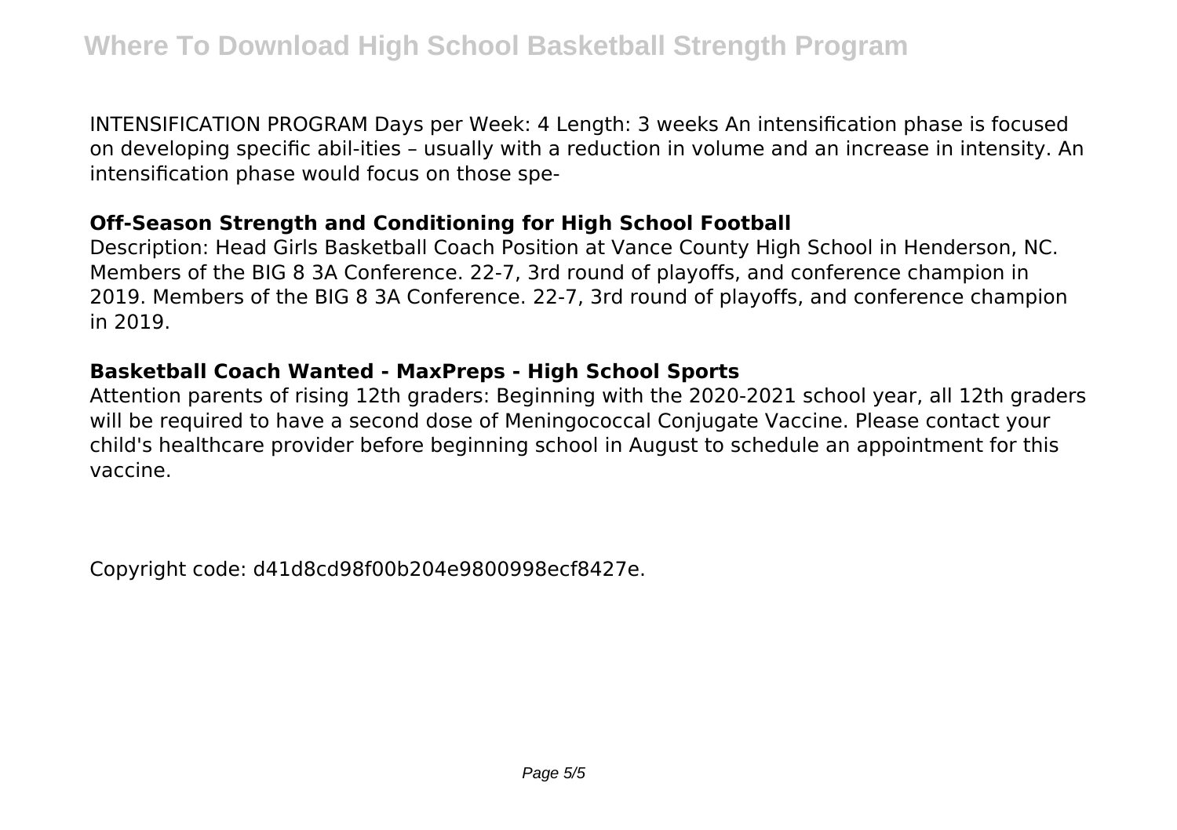INTENSIFICATION PROGRAM Days per Week: 4 Length: 3 weeks An intensification phase is focused on developing specific abil-ities – usually with a reduction in volume and an increase in intensity. An intensification phase would focus on those spe-

**Off-Season Strength and Conditioning for High School Football**

Description: Head Girls Basketball Coach Position at Vance County High School in Henderson, NC. Members of the BIG 8 3A Conference. 22-7, 3rd round of playoffs, and conference champion in 2019. Members of the BIG 8 3A Conference. 22-7, 3rd round of playoffs, and conference champion in 2019.

**Basketball Coach Wanted - MaxPreps - High School Sports**

Attention parents of rising 12th graders: Beginning with the 2020-2021 school year, all 12th graders will be required to have a second dose of Meningococcal Conjugate Vaccine. Please contact your child's healthcare provider before beginning school in August to schedule an appointment for this vaccine.

Copyright code: d41d8cd98f00b204e9800998ecf8427e.